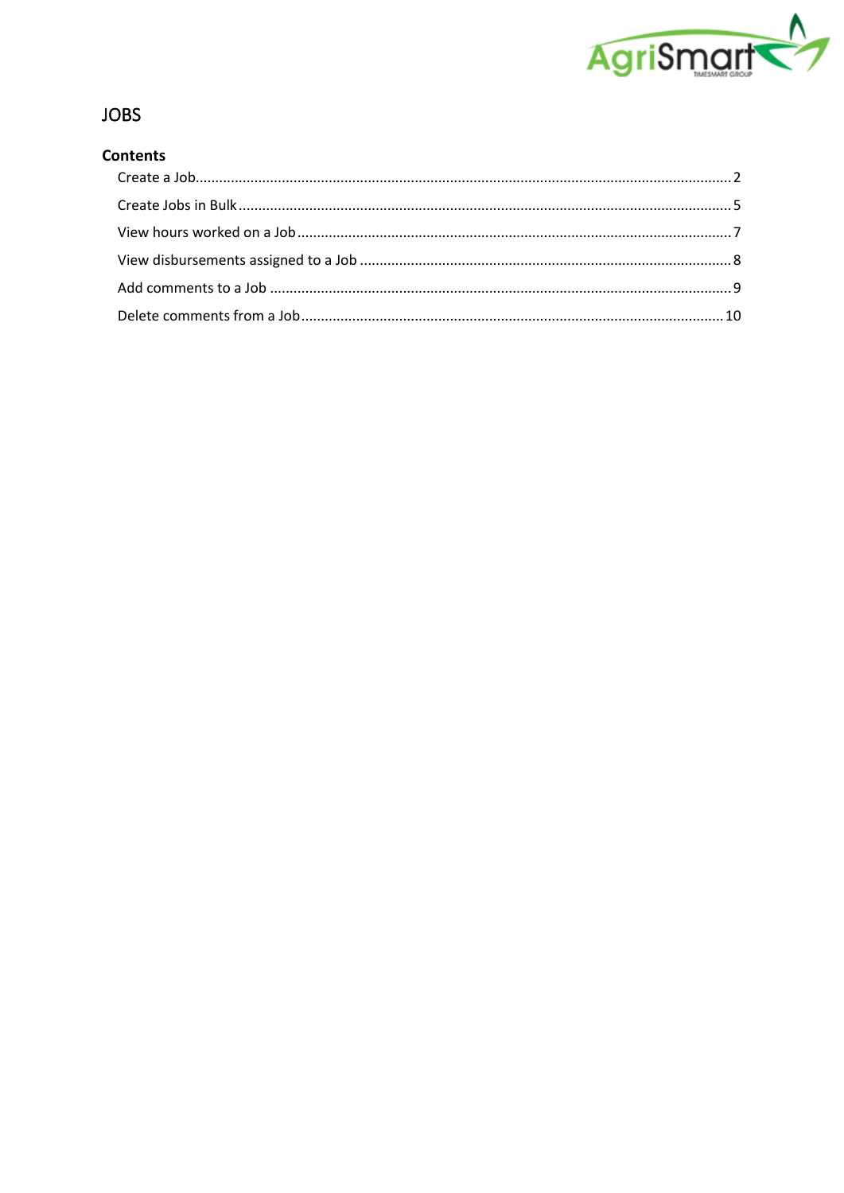# JOBS

## Contents

- Create a Job....................2
- Create Jobs in Bulk....................5
- View hours worked on a Job....................7
- View disbursements assigned to a Job....................8
- Add comments to a Job....................9
- Delete comments from a Job....................10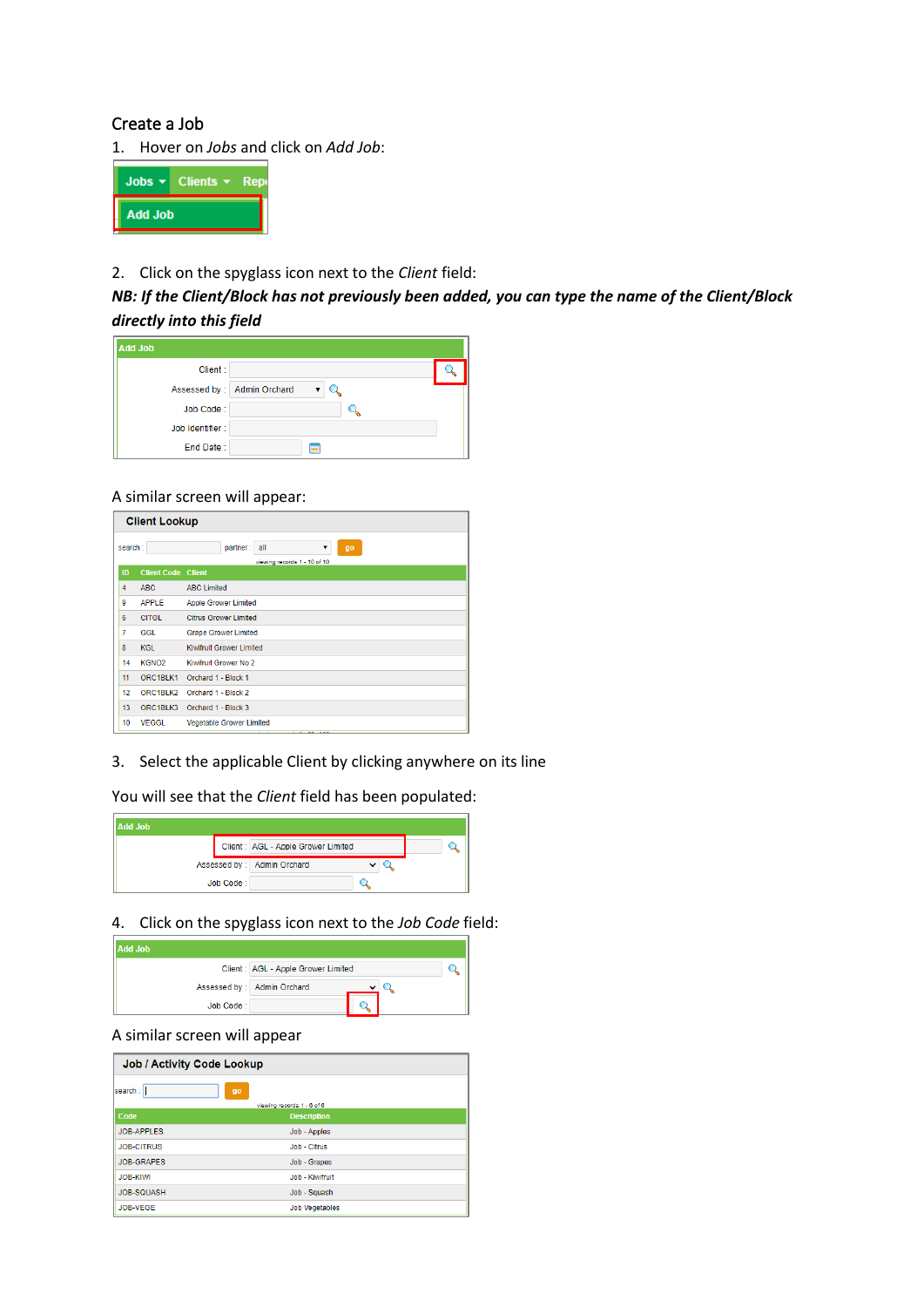Create a Job

1. Hover on *Jobs* and click on *Add Job*:

2. Click on the spyglass icon next to the *Client* field:

***NB: If the Client/Block has not previously been added, you can type the name of the Client/Block directly into this field***

A similar screen will appear:

3. Select the applicable Client by clicking anywhere on its line

You will see that the *Client* field has been populated:

4. Click on the spyglass icon next to the *Job Code* field:

A similar screen will appear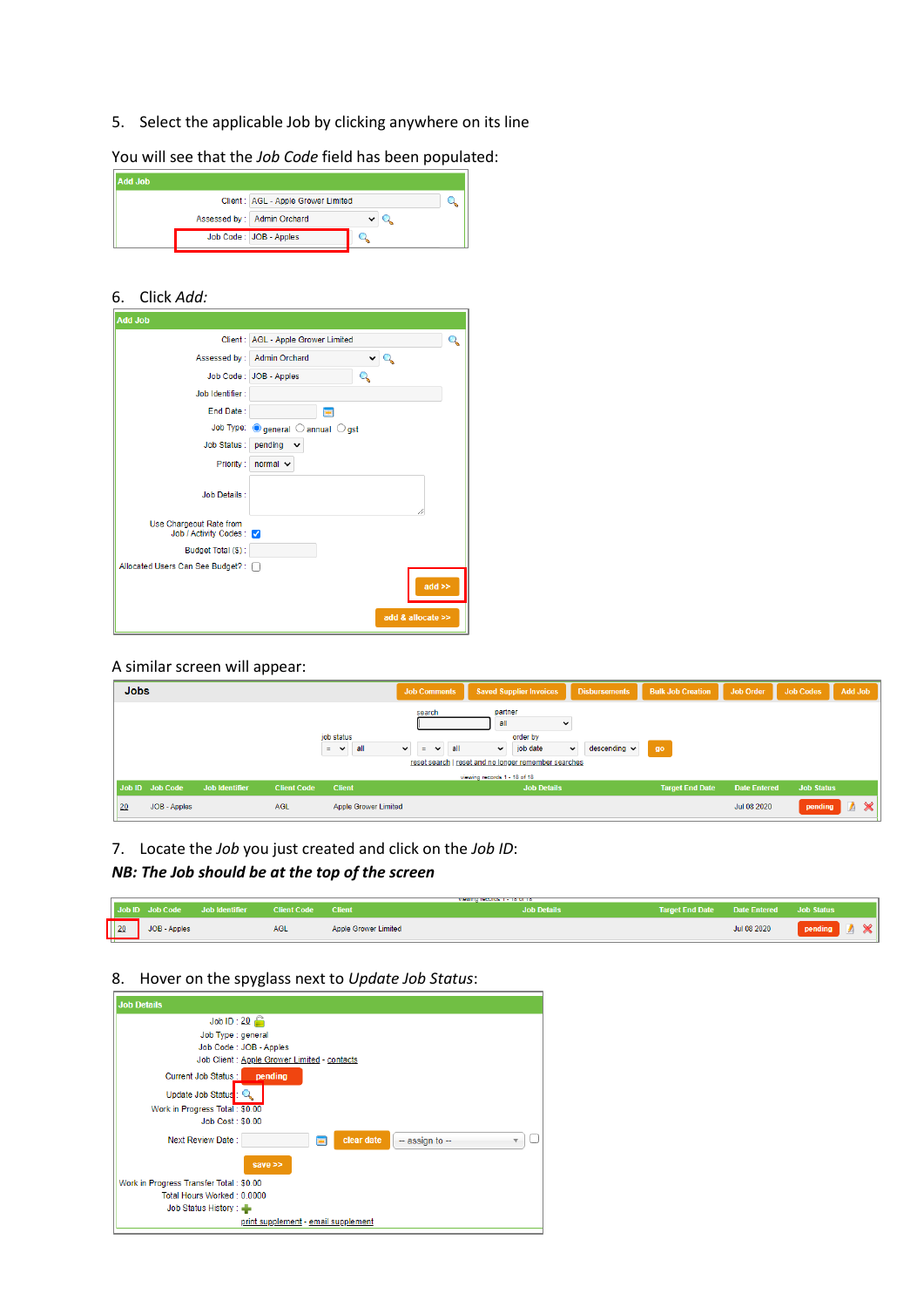5. Select the applicable Job by clicking anywhere on its line

You will see that the *Job Code* field has been populated:

**Add Job**

Client : AGL - Apple Grower Limited
Assessed by : Admin Orchard
Job Code : JOB - Apples

6. Click *Add:*

**Add Job**

Client : AGL - Apple Grower Limited
Assessed by : Admin Orchard
Job Code : JOB - Apples
Job Identifier :
End Date :
Job Type: general annual gst
Job Status : pending
Priority : normal
Job Details :
Use Chargeout Rate from Job / Activity Codes :
Budget Total ($) :
Allocated Users Can See Budget? :

add >>

add & allocate >>

A similar screen will appear:

**Jobs**

Job Comments | Saved Supplier Invoices | Disbursements | Bulk Job Creation | Job Order | Job Codes | Add Job

search | partner: all

job status: = all = all | order by: job date descending | go

reset search | reset and no longer remember searches

viewing records 1 - 18 of 18

| Job ID | Job Code | Job Identifier | Client Code | Client | Job Details | Target End Date | Date Entered | Job Status |
|---|---|---|---|---|---|---|---|---|
| 20 | JOB - Apples | | AGL | Apple Grower Limited | | | Jul 08 2020 | pending |

7. Locate the *Job* you just created and click on the *Job ID*:

***NB: The Job should be at the top of the screen***

| Job ID | Job Code | Job Identifier | Client Code | Client | Job Details | Target End Date | Date Entered | Job Status |
|---|---|---|---|---|---|---|---|---|
| 20 | JOB - Apples | | AGL | Apple Grower Limited | | | Jul 08 2020 | pending |

8. Hover on the spyglass next to *Update Job Status*:

**Job Details**

Job ID : 20
Job Type : general
Job Code : JOB - Apples
Job Client : Apple Grower Limited - contacts
Current Job Status : pending
Update Job Status :
Work in Progress Total : $0.00
Job Cost : $0.00
Next Review Date : clear date -- assign to --

save >>

Work in Progress Transfer Total : $0.00
Total Hours Worked : 0.0000
Job Status History :

print supplement - email supplement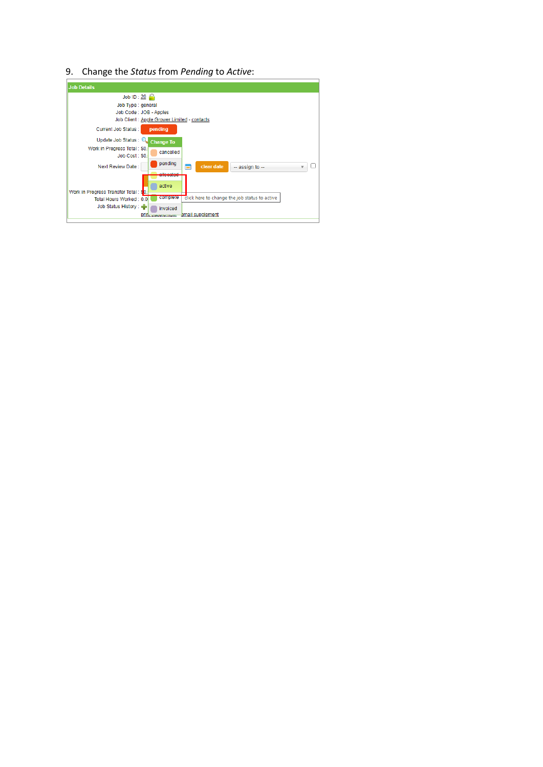9. Change the *Status* from *Pending* to *Active*: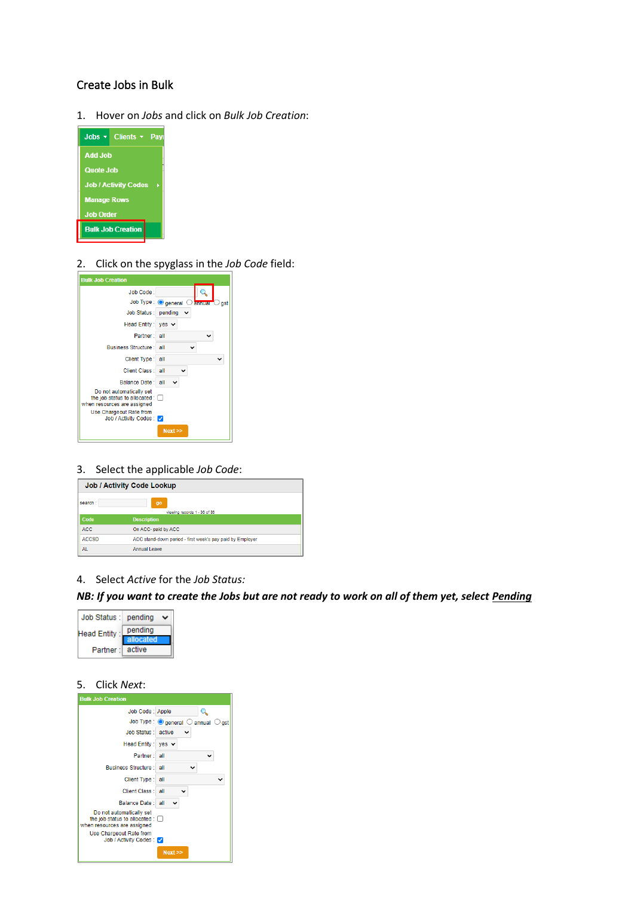# Create Jobs in Bulk

1. Hover on *Jobs* and click on *Bulk Job Creation*:

2. Click on the spyglass in the *Job Code* field:

3. Select the applicable *Job Code*:

4. Select *Active* for the *Job Status:*

***NB: If you want to create the Jobs but are not ready to work on all of them yet, select <u>Pending</u>***

5. Click *Next*: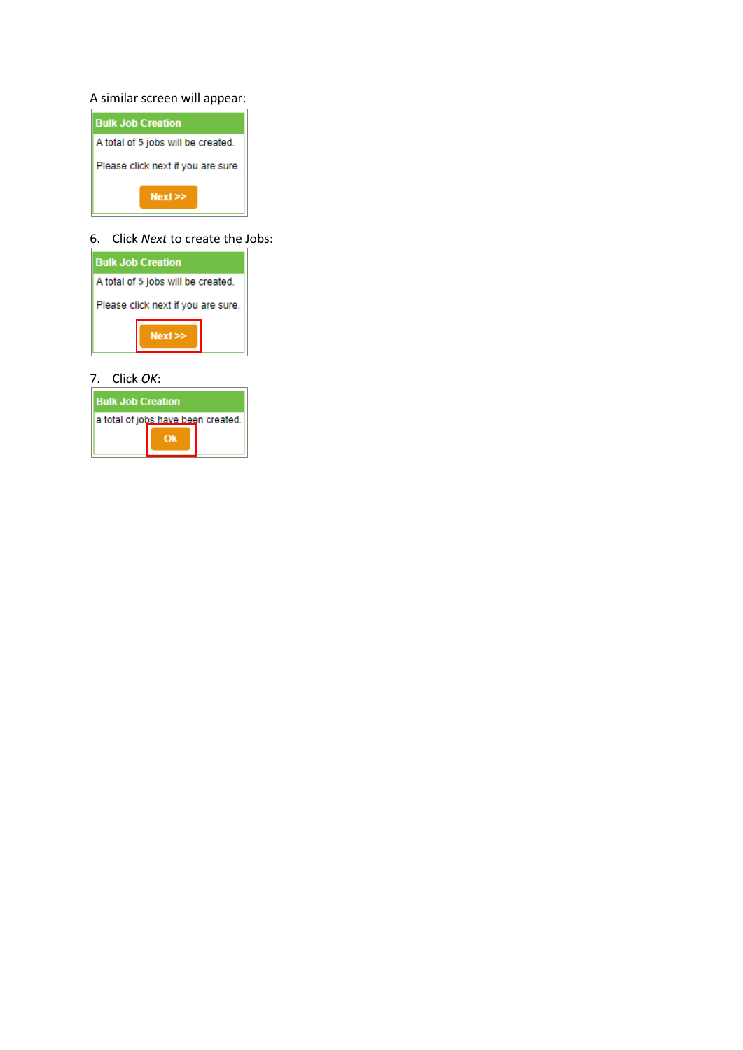A similar screen will appear:

Bulk Job Creation

A total of 5 jobs will be created.

Please click next if you are sure.

Next >>

6. Click *Next* to create the Jobs:

Bulk Job Creation

A total of 5 jobs will be created.

Please click next if you are sure.

Next >>

7. Click *OK*:

Bulk Job Creation

a total of jobs have been created.

Ok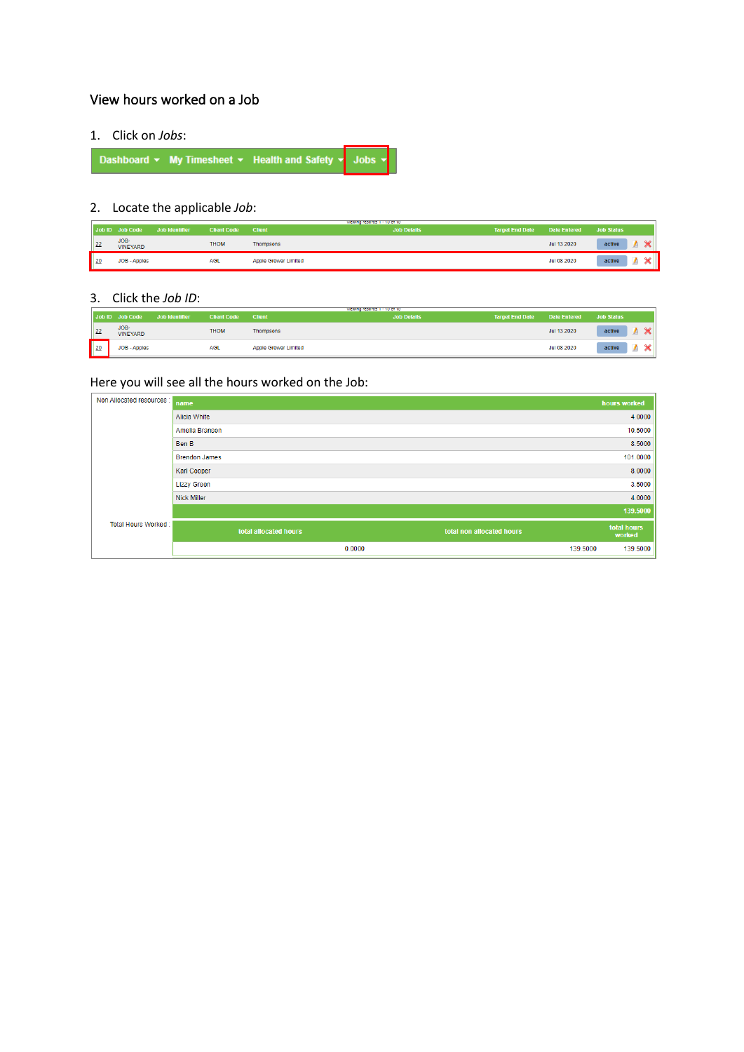## View hours worked on a Job

1. Click on *Jobs*:

| Dashboard ▾ | My Timesheet ▾ | Health and Safety ▾ | Jobs ▾ |
|---|---|---|---|

2. Locate the applicable *Job*:

| Job ID | Job Code | Job Identifier | Client Code | Client | Job Details | Target End Date | Date Entered | Job Status |
|---|---|---|---|---|---|---|---|---|
| 22 | JOB-VINEYARD | | THOM | Thompsons | | | Jul 13 2020 | active |
| 20 | JOB - Apples | | AGL | Apple Grower Limited | | | Jul 08 2020 | active |

3. Click the *Job ID*:

| Job ID | Job Code | Job Identifier | Client Code | Client | Job Details | Target End Date | Date Entered | Job Status |
|---|---|---|---|---|---|---|---|---|
| 22 | JOB-VINEYARD | | THOM | Thompsons | | | Jul 13 2020 | active |
| 20 | JOB - Apples | | AGL | Apple Grower Limited | | | Jul 08 2020 | active |

Here you will see all the hours worked on the Job:

Non Allocated resources :

| name | hours worked |
|---|---|
| Alicia White | 4.0000 |
| Amelia Branson | 10.5000 |
| Ben B | 8.5000 |
| Brendon James | 101.0000 |
| Karl Cooper | 8.0000 |
| Lizzy Green | 3.5000 |
| Nick Miller | 4.0000 |
| | 139.5000 |

Total Hours Worked :

| total allocated hours | total non allocated hours | total hours worked |
|---|---|---|
| 0.0000 | 139.5000 | 139.5000 |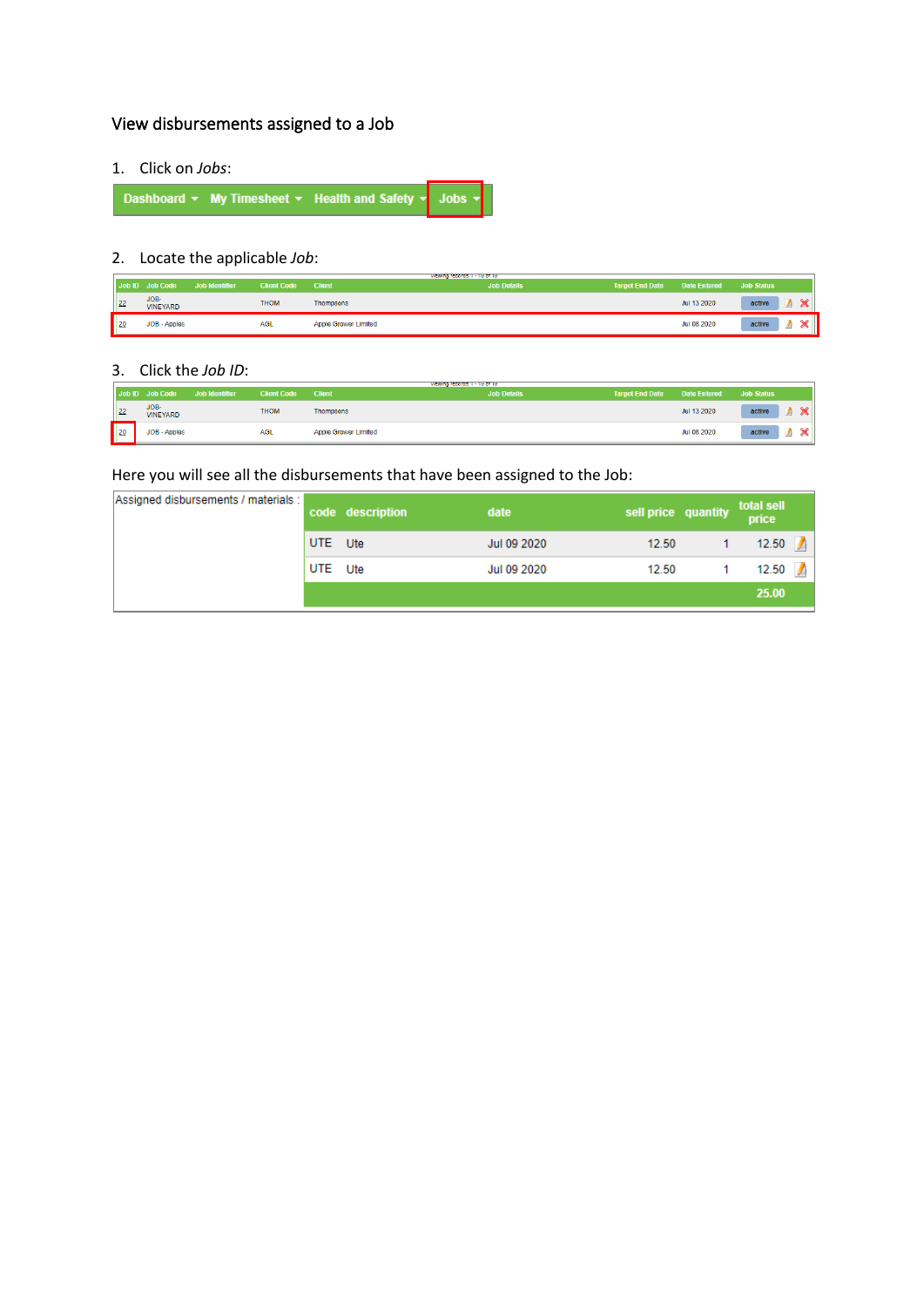## View disbursements assigned to a Job

1. Click on *Jobs*:

| Dashboard ▾ | My Timesheet ▾ | Health and Safety ▾ | Jobs ▾ |
|---|---|---|---|

2. Locate the applicable *Job*:

| Job ID | Job Code | Job Identifier | Client Code | Client | Job Details | Target End Date | Date Entered | Job Status |
|---|---|---|---|---|---|---|---|---|
| 22 | JOB-VINEYARD | | THOM | Thompsons | | | Jul 13 2020 | active |
| 20 | JOB - Apples | | AGL | Apple Grower Limited | | | Jul 08 2020 | active |

3. Click the *Job ID*:

| Job ID | Job Code | Job Identifier | Client Code | Client | Job Details | Target End Date | Date Entered | Job Status |
|---|---|---|---|---|---|---|---|---|
| 22 | JOB-VINEYARD | | THOM | Thompsons | | | Jul 13 2020 | active |
| 20 | JOB - Apples | | AGL | Apple Grower Limited | | | Jul 08 2020 | active |

Here you will see all the disbursements that have been assigned to the Job:

Assigned disbursements / materials :

| code | description | date | sell price | quantity | total sell price |
|---|---|---|---|---|---|
| UTE | Ute | Jul 09 2020 | 12.50 | 1 | 12.50 |
| UTE | Ute | Jul 09 2020 | 12.50 | 1 | 12.50 |
| | | | | | 25.00 |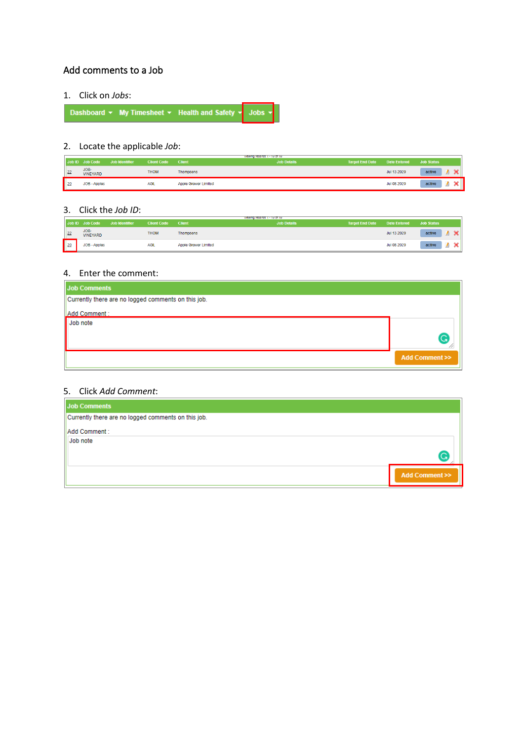Add comments to a Job

1. Click on *Jobs*:

Dashboard | My Timesheet | Health and Safety | Jobs

2. Locate the applicable *Job*:

| Job ID | Job Code | Job Identifier | Client Code | Client | Job Details | Target End Date | Date Entered | Job Status |
|---|---|---|---|---|---|---|---|---|
| 22 | JOB-VINEYARD | | THOM | Thompsons | | | Jul 13 2020 | active |
| 20 | JOB - Apples | | AGL | Apple Grower Limited | | | Jul 08 2020 | active |

3. Click the *Job ID*:

| Job ID | Job Code | Job Identifier | Client Code | Client | Job Details | Target End Date | Date Entered | Job Status |
|---|---|---|---|---|---|---|---|---|
| 22 | JOB-VINEYARD | | THOM | Thompsons | | | Jul 13 2020 | active |
| 20 | JOB - Apples | | AGL | Apple Grower Limited | | | Jul 08 2020 | active |

4. Enter the comment:

Job Comments

Currently there are no logged comments on this job.

Add Comment :

Job note

Add Comment >>

5. Click *Add Comment*:

Job Comments

Currently there are no logged comments on this job.

Add Comment :

Job note

Add Comment >>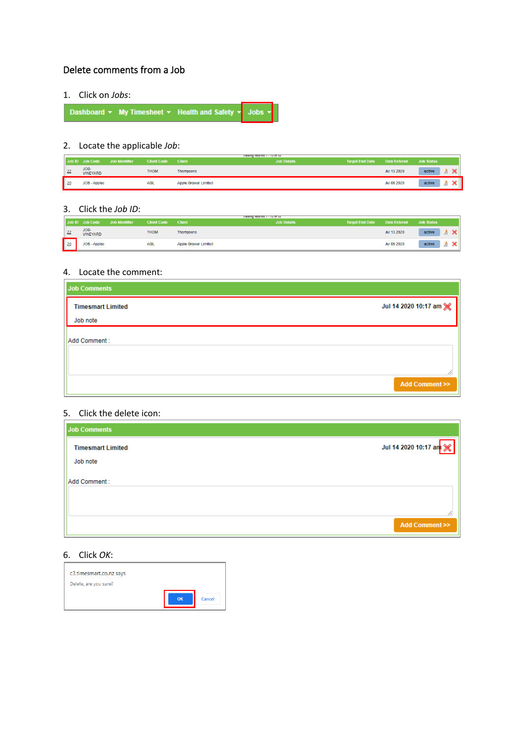Delete comments from a Job

1. Click on *Jobs*:

Dashboard ▾ My Timesheet ▾ Health and Safety ▾ Jobs ▾

2. Locate the applicable *Job*:

| Job ID | Job Code | Job Identifier | Client Code | Client | Job Details | Target End Date | Date Entered | Job Status |
|---|---|---|---|---|---|---|---|---|
| 22 | JOB-VINEYARD | | THOM | Thompsons | | | Jul 13 2020 | active |
| 20 | JOB - Apples | | AGL | Apple Grower Limited | | | Jul 08 2020 | active |

3. Click the *Job ID*:

| Job ID | Job Code | Job Identifier | Client Code | Client | Job Details | Target End Date | Date Entered | Job Status |
|---|---|---|---|---|---|---|---|---|
| 22 | JOB-VINEYARD | | THOM | Thompsons | | | Jul 13 2020 | active |
| 20 | JOB - Apples | | AGL | Apple Grower Limited | | | Jul 08 2020 | active |

4. Locate the comment:

Job Comments

Timesmart Limited Jul 14 2020 10:17 am

Job note

Add Comment :

Add Comment >>

5. Click the delete icon:

Job Comments

Timesmart Limited Jul 14 2020 10:17 am

Job note

Add Comment :

Add Comment >>

6. Click *OK*:

c3.timesmart.co.nz says

Delete, are you sure?

OK Cancel